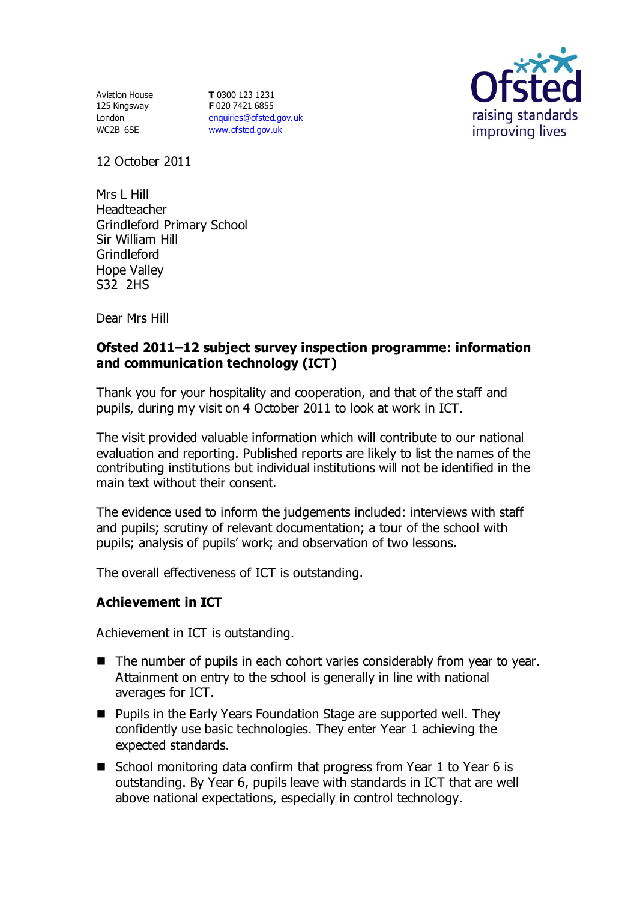Aviation House
125 Kingsway
London
WC2B 6SE

**T** 0300 123 1231
**F** 020 7421 6855
enquiries@ofsted.gov.uk
www.ofsted.gov.uk

12 October 2011

Mrs L Hill
Headteacher
Grindleford Primary School
Sir William Hill
Grindleford
Hope Valley
S32 2HS

Dear Mrs Hill

**Ofsted 2011–12 subject survey inspection programme: information and communication technology (ICT)**

Thank you for your hospitality and cooperation, and that of the staff and pupils, during my visit on 4 October 2011 to look at work in ICT.

The visit provided valuable information which will contribute to our national evaluation and reporting. Published reports are likely to list the names of the contributing institutions but individual institutions will not be identified in the main text without their consent.

The evidence used to inform the judgements included: interviews with staff and pupils; scrutiny of relevant documentation; a tour of the school with pupils; analysis of pupils' work; and observation of two lessons.

The overall effectiveness of ICT is outstanding.

## Achievement in ICT

Achievement in ICT is outstanding.

- The number of pupils in each cohort varies considerably from year to year. Attainment on entry to the school is generally in line with national averages for ICT.
- Pupils in the Early Years Foundation Stage are supported well. They confidently use basic technologies. They enter Year 1 achieving the expected standards.
- School monitoring data confirm that progress from Year 1 to Year 6 is outstanding. By Year 6, pupils leave with standards in ICT that are well above national expectations, especially in control technology.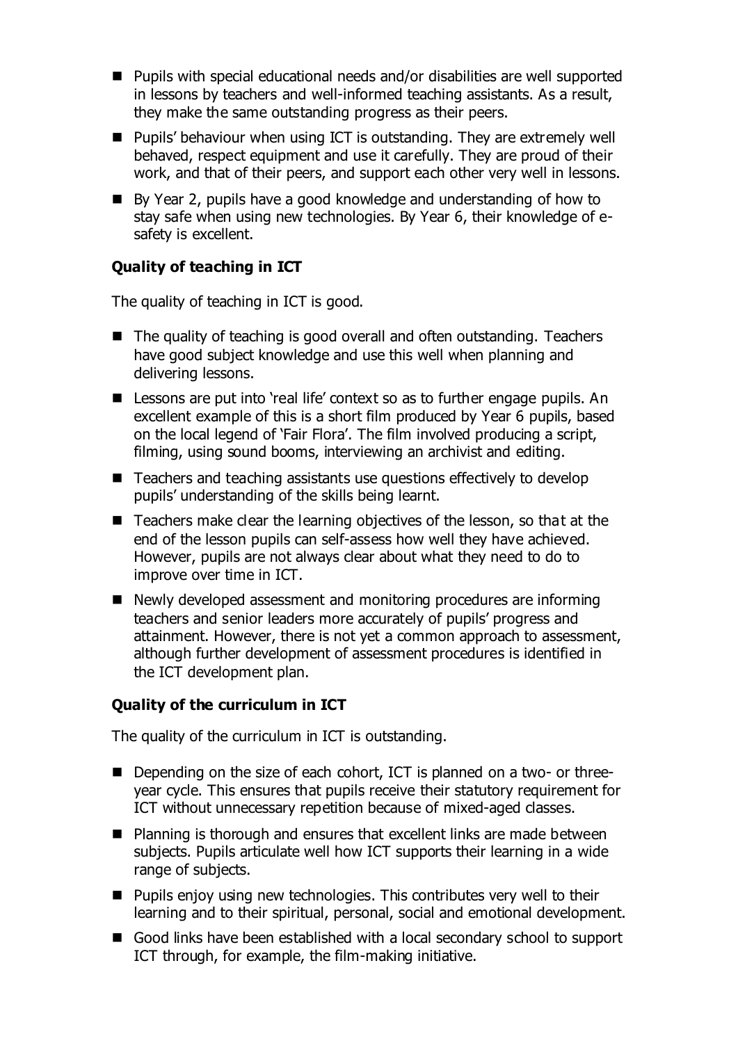- Pupils with special educational needs and/or disabilities are well supported in lessons by teachers and well-informed teaching assistants. As a result, they make the same outstanding progress as their peers.
- Pupils' behaviour when using ICT is outstanding. They are extremely well behaved, respect equipment and use it carefully. They are proud of their work, and that of their peers, and support each other very well in lessons.
- By Year 2, pupils have a good knowledge and understanding of how to stay safe when using new technologies. By Year 6, their knowledge of e-safety is excellent.

**Quality of teaching in ICT**

The quality of teaching in ICT is good.

- The quality of teaching is good overall and often outstanding. Teachers have good subject knowledge and use this well when planning and delivering lessons.
- Lessons are put into 'real life' context so as to further engage pupils. An excellent example of this is a short film produced by Year 6 pupils, based on the local legend of 'Fair Flora'. The film involved producing a script, filming, using sound booms, interviewing an archivist and editing.
- Teachers and teaching assistants use questions effectively to develop pupils' understanding of the skills being learnt.
- Teachers make clear the learning objectives of the lesson, so that at the end of the lesson pupils can self-assess how well they have achieved. However, pupils are not always clear about what they need to do to improve over time in ICT.
- Newly developed assessment and monitoring procedures are informing teachers and senior leaders more accurately of pupils' progress and attainment. However, there is not yet a common approach to assessment, although further development of assessment procedures is identified in the ICT development plan.

**Quality of the curriculum in ICT**

The quality of the curriculum in ICT is outstanding.

- Depending on the size of each cohort, ICT is planned on a two- or three-year cycle. This ensures that pupils receive their statutory requirement for ICT without unnecessary repetition because of mixed-aged classes.
- Planning is thorough and ensures that excellent links are made between subjects. Pupils articulate well how ICT supports their learning in a wide range of subjects.
- Pupils enjoy using new technologies. This contributes very well to their learning and to their spiritual, personal, social and emotional development.
- Good links have been established with a local secondary school to support ICT through, for example, the film-making initiative.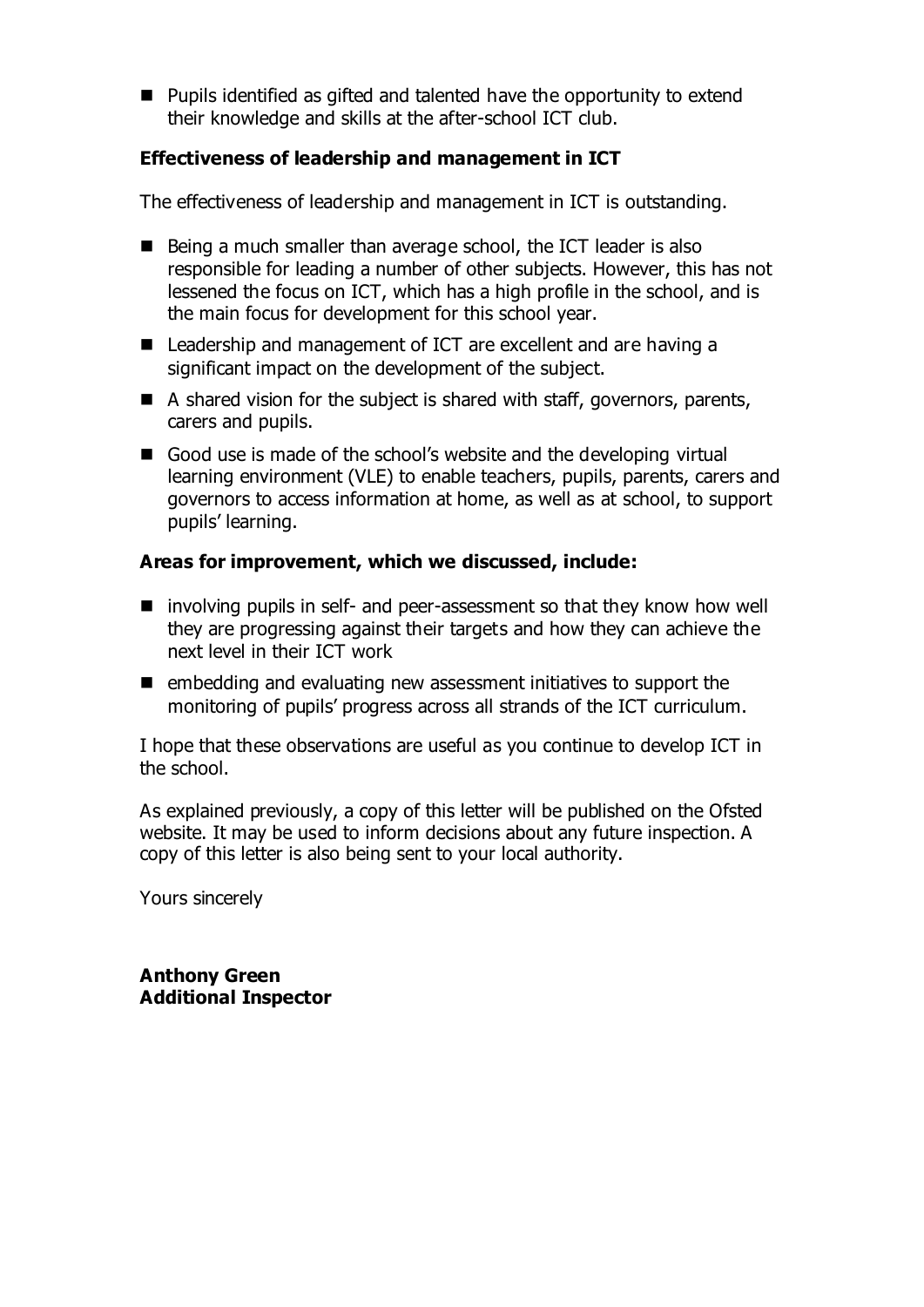- Pupils identified as gifted and talented have the opportunity to extend their knowledge and skills at the after-school ICT club.

**Effectiveness of leadership and management in ICT**

The effectiveness of leadership and management in ICT is outstanding.

- Being a much smaller than average school, the ICT leader is also responsible for leading a number of other subjects. However, this has not lessened the focus on ICT, which has a high profile in the school, and is the main focus for development for this school year.
- Leadership and management of ICT are excellent and are having a significant impact on the development of the subject.
- A shared vision for the subject is shared with staff, governors, parents, carers and pupils.
- Good use is made of the school's website and the developing virtual learning environment (VLE) to enable teachers, pupils, parents, carers and governors to access information at home, as well as at school, to support pupils' learning.

**Areas for improvement, which we discussed, include:**

- involving pupils in self- and peer-assessment so that they know how well they are progressing against their targets and how they can achieve the next level in their ICT work
- embedding and evaluating new assessment initiatives to support the monitoring of pupils' progress across all strands of the ICT curriculum.

I hope that these observations are useful as you continue to develop ICT in the school.

As explained previously, a copy of this letter will be published on the Ofsted website. It may be used to inform decisions about any future inspection. A copy of this letter is also being sent to your local authority.

Yours sincerely

**Anthony Green**
**Additional Inspector**